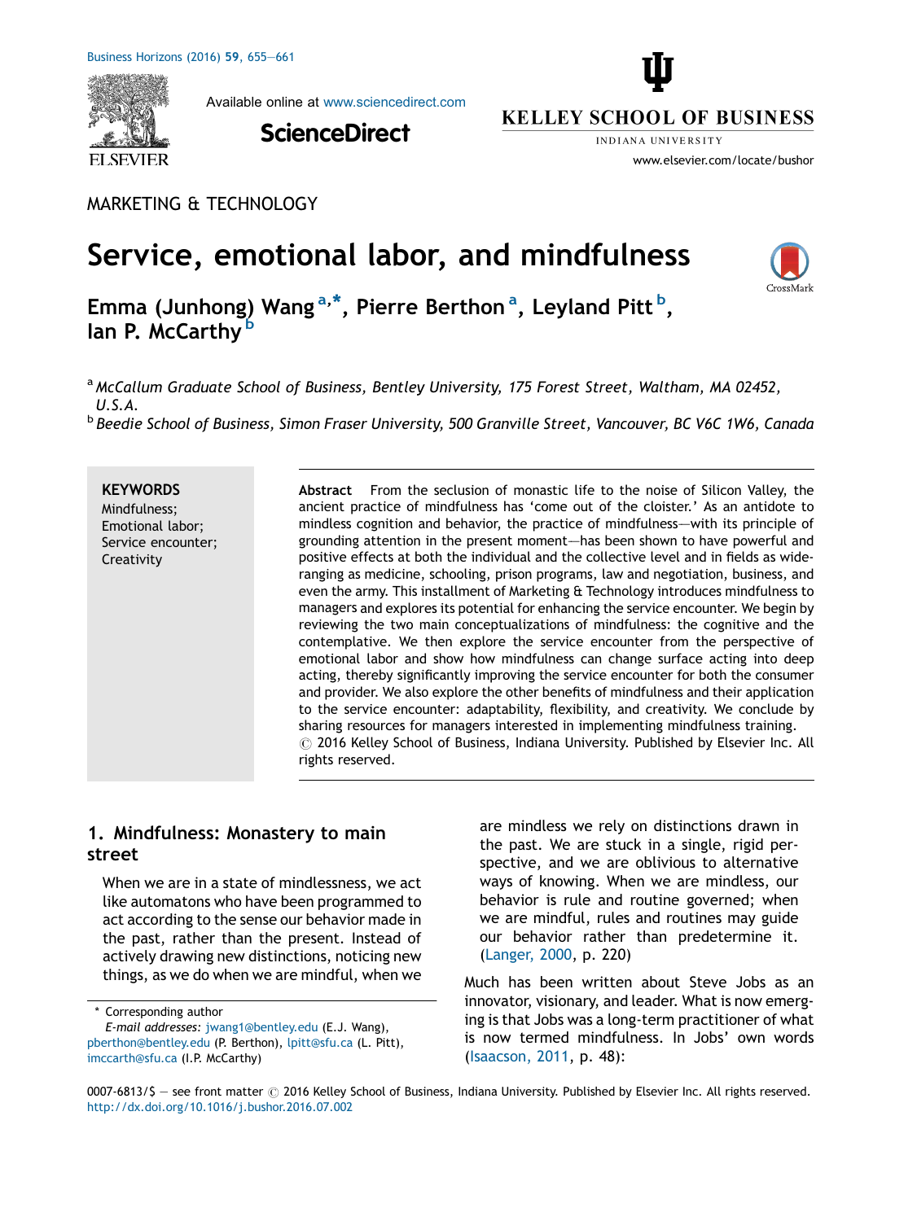MARKETING & TECHNOLOGY

# Service, emotional labor, and mindfulness

**Emma (Junhong) Wang [a,*], Pierre Berthon [a], Leyland Pitt [b], Ian P. McCarthy [b]**

[a] *McCallum Graduate School of Business, Bentley University, 175 Forest Street, Waltham, MA 02452, U.S.A.*

[b] *Beedie School of Business, Simon Fraser University, 500 Granville Street, Vancouver, BC V6C 1W6, Canada*

**KEYWORDS**
Mindfulness;
Emotional labor;
Service encounter;
Creativity

**Abstract** From the seclusion of monastic life to the noise of Silicon Valley, the ancient practice of mindfulness has 'come out of the cloister.' As an antidote to mindless cognition and behavior, the practice of mindfulness—with its principle of grounding attention in the present moment—has been shown to have powerful and positive effects at both the individual and the collective level and in fields as wide-ranging as medicine, schooling, prison programs, law and negotiation, business, and even the army. This installment of Marketing & Technology introduces mindfulness to managers and explores its potential for enhancing the service encounter. We begin by reviewing the two main conceptualizations of mindfulness: the cognitive and the contemplative. We then explore the service encounter from the perspective of emotional labor and show how mindfulness can change surface acting into deep acting, thereby significantly improving the service encounter for both the consumer and provider. We also explore the other benefits of mindfulness and their application to the service encounter: adaptability, flexibility, and creativity. We conclude by sharing resources for managers interested in implementing mindfulness training.
© 2016 Kelley School of Business, Indiana University. Published by Elsevier Inc. All rights reserved.

## 1. Mindfulness: Monastery to main street

> When we are in a state of mindlessness, we act like automatons who have been programmed to act according to the sense our behavior made in the past, rather than the present. Instead of actively drawing new distinctions, noticing new things, as we do when we are mindful, when we are mindless we rely on distinctions drawn in the past. We are stuck in a single, rigid perspective, and we are oblivious to alternative ways of knowing. When we are mindless, our behavior is rule and routine governed; when we are mindful, rules and routines may guide our behavior rather than predetermine it. (Langer, 2000, p. 220)

Much has been written about Steve Jobs as an innovator, visionary, and leader. What is now emerging is that Jobs was a long-term practitioner of what is now termed mindfulness. In Jobs' own words (Isaacson, 2011, p. 48):

\* Corresponding author
*E-mail addresses:* jwang1@bentley.edu (E.J. Wang), pberthon@bentley.edu (P. Berthon), lpitt@sfu.ca (L. Pitt), imccarth@sfu.ca (I.P. McCarthy)

0007-6813/$ — see front matter © 2016 Kelley School of Business, Indiana University. Published by Elsevier Inc. All rights reserved.
http://dx.doi.org/10.1016/j.bushor.2016.07.002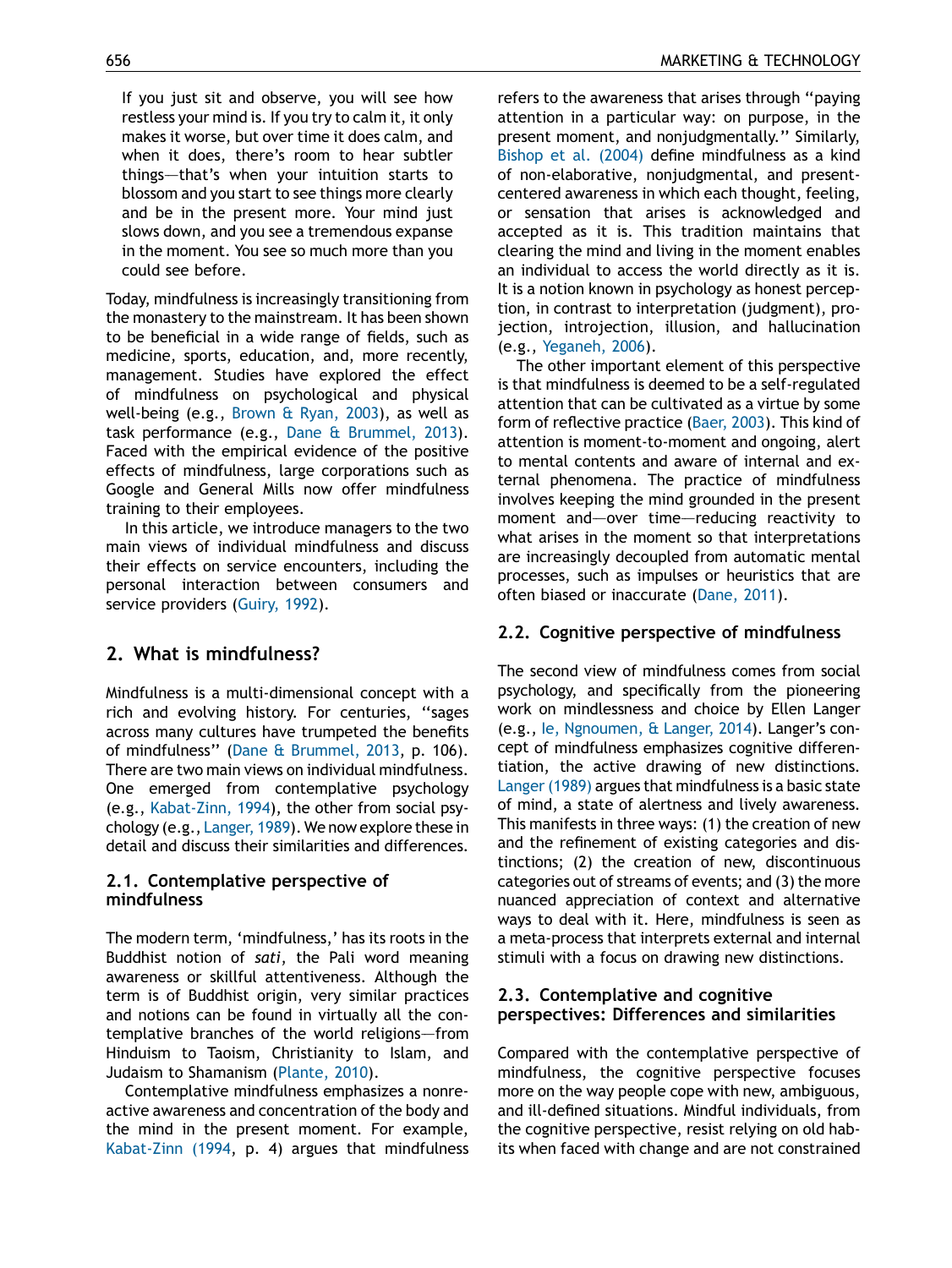If you just sit and observe, you will see how restless your mind is. If you try to calm it, it only makes it worse, but over time it does calm, and when it does, there's room to hear subtler things—that's when your intuition starts to blossom and you start to see things more clearly and be in the present more. Your mind just slows down, and you see a tremendous expanse in the moment. You see so much more than you could see before.

Today, mindfulness is increasingly transitioning from the monastery to the mainstream. It has been shown to be beneficial in a wide range of fields, such as medicine, sports, education, and, more recently, management. Studies have explored the effect of mindfulness on psychological and physical well-being (e.g., Brown & Ryan, 2003), as well as task performance (e.g., Dane & Brummel, 2013). Faced with the empirical evidence of the positive effects of mindfulness, large corporations such as Google and General Mills now offer mindfulness training to their employees.

In this article, we introduce managers to the two main views of individual mindfulness and discuss their effects on service encounters, including the personal interaction between consumers and service providers (Guiry, 1992).

## 2. What is mindfulness?

Mindfulness is a multi-dimensional concept with a rich and evolving history. For centuries, "sages across many cultures have trumpeted the benefits of mindfulness" (Dane & Brummel, 2013, p. 106). There are two main views on individual mindfulness. One emerged from contemplative psychology (e.g., Kabat-Zinn, 1994), the other from social psychology (e.g., Langer, 1989). We now explore these in detail and discuss their similarities and differences.

### 2.1. Contemplative perspective of mindfulness

The modern term, 'mindfulness,' has its roots in the Buddhist notion of *sati*, the Pali word meaning awareness or skillful attentiveness. Although the term is of Buddhist origin, very similar practices and notions can be found in virtually all the contemplative branches of the world religions—from Hinduism to Taoism, Christianity to Islam, and Judaism to Shamanism (Plante, 2010).

Contemplative mindfulness emphasizes a nonreactive awareness and concentration of the body and the mind in the present moment. For example, Kabat-Zinn (1994, p. 4) argues that mindfulness refers to the awareness that arises through "paying attention in a particular way: on purpose, in the present moment, and nonjudgmentally." Similarly, Bishop et al. (2004) define mindfulness as a kind of non-elaborative, nonjudgmental, and present-centered awareness in which each thought, feeling, or sensation that arises is acknowledged and accepted as it is. This tradition maintains that clearing the mind and living in the moment enables an individual to access the world directly as it is. It is a notion known in psychology as honest perception, in contrast to interpretation (judgment), projection, introjection, illusion, and hallucination (e.g., Yeganeh, 2006).

The other important element of this perspective is that mindfulness is deemed to be a self-regulated attention that can be cultivated as a virtue by some form of reflective practice (Baer, 2003). This kind of attention is moment-to-moment and ongoing, alert to mental contents and aware of internal and external phenomena. The practice of mindfulness involves keeping the mind grounded in the present moment and—over time—reducing reactivity to what arises in the moment so that interpretations are increasingly decoupled from automatic mental processes, such as impulses or heuristics that are often biased or inaccurate (Dane, 2011).

### 2.2. Cognitive perspective of mindfulness

The second view of mindfulness comes from social psychology, and specifically from the pioneering work on mindlessness and choice by Ellen Langer (e.g., Ie, Ngnoumen, & Langer, 2014). Langer's concept of mindfulness emphasizes cognitive differentiation, the active drawing of new distinctions. Langer (1989) argues that mindfulness is a basic state of mind, a state of alertness and lively awareness. This manifests in three ways: (1) the creation of new and the refinement of existing categories and distinctions; (2) the creation of new, discontinuous categories out of streams of events; and (3) the more nuanced appreciation of context and alternative ways to deal with it. Here, mindfulness is seen as a meta-process that interprets external and internal stimuli with a focus on drawing new distinctions.

### 2.3. Contemplative and cognitive perspectives: Differences and similarities

Compared with the contemplative perspective of mindfulness, the cognitive perspective focuses more on the way people cope with new, ambiguous, and ill-defined situations. Mindful individuals, from the cognitive perspective, resist relying on old habits when faced with change and are not constrained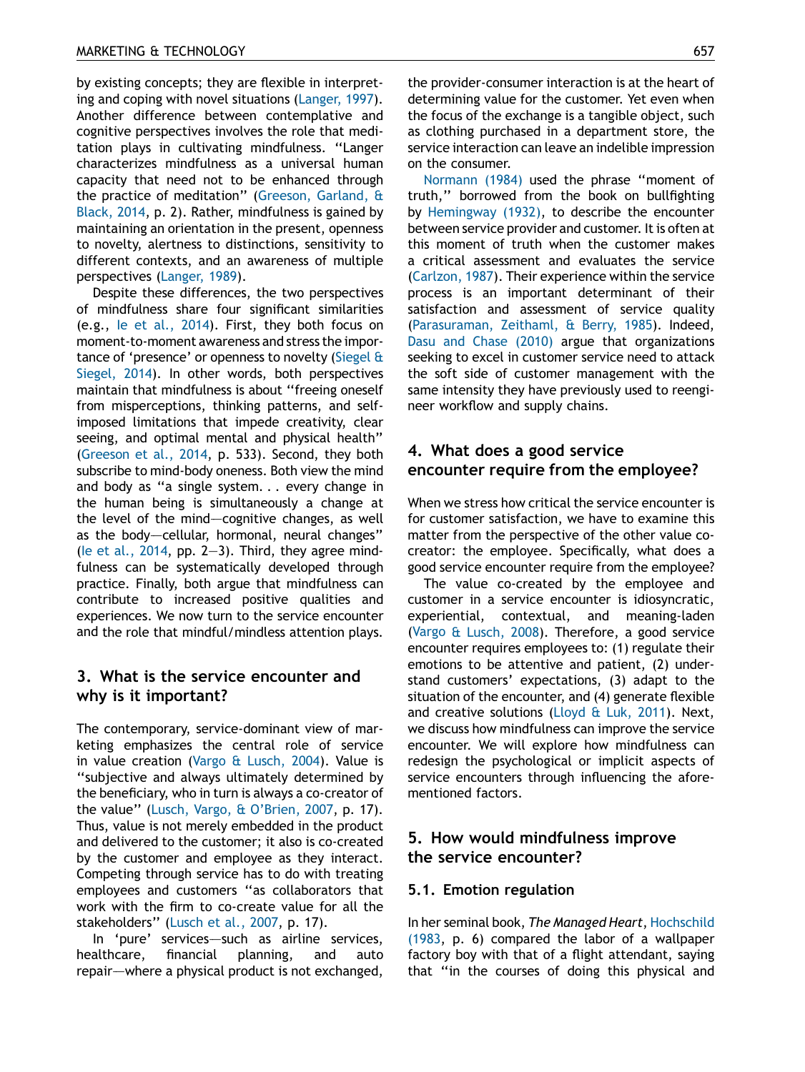by existing concepts; they are flexible in interpreting and coping with novel situations (Langer, 1997). Another difference between contemplative and cognitive perspectives involves the role that meditation plays in cultivating mindfulness. "Langer characterizes mindfulness as a universal human capacity that need not to be enhanced through the practice of meditation" (Greeson, Garland, & Black, 2014, p. 2). Rather, mindfulness is gained by maintaining an orientation in the present, openness to novelty, alertness to distinctions, sensitivity to different contexts, and an awareness of multiple perspectives (Langer, 1989).

Despite these differences, the two perspectives of mindfulness share four significant similarities (e.g., Ie et al., 2014). First, they both focus on moment-to-moment awareness and stress the importance of 'presence' or openness to novelty (Siegel & Siegel, 2014). In other words, both perspectives maintain that mindfulness is about "freeing oneself from misperceptions, thinking patterns, and self-imposed limitations that impede creativity, clear seeing, and optimal mental and physical health" (Greeson et al., 2014, p. 533). Second, they both subscribe to mind-body oneness. Both view the mind and body as "a single system. . . every change in the human being is simultaneously a change at the level of the mind—cognitive changes, as well as the body—cellular, hormonal, neural changes" (Ie et al., 2014, pp. 2—3). Third, they agree mindfulness can be systematically developed through practice. Finally, both argue that mindfulness can contribute to increased positive qualities and experiences. We now turn to the service encounter and the role that mindful/mindless attention plays.

## 3. What is the service encounter and why is it important?

The contemporary, service-dominant view of marketing emphasizes the central role of service in value creation (Vargo & Lusch, 2004). Value is "subjective and always ultimately determined by the beneficiary, who in turn is always a co-creator of the value" (Lusch, Vargo, & O'Brien, 2007, p. 17). Thus, value is not merely embedded in the product and delivered to the customer; it also is co-created by the customer and employee as they interact. Competing through service has to do with treating employees and customers "as collaborators that work with the firm to co-create value for all the stakeholders" (Lusch et al., 2007, p. 17).

In 'pure' services—such as airline services, healthcare, financial planning, and auto repair—where a physical product is not exchanged, the provider-consumer interaction is at the heart of determining value for the customer. Yet even when the focus of the exchange is a tangible object, such as clothing purchased in a department store, the service interaction can leave an indelible impression on the consumer.

Normann (1984) used the phrase "moment of truth," borrowed from the book on bullfighting by Hemingway (1932), to describe the encounter between service provider and customer. It is often at this moment of truth when the customer makes a critical assessment and evaluates the service (Carlzon, 1987). Their experience within the service process is an important determinant of their satisfaction and assessment of service quality (Parasuraman, Zeithaml, & Berry, 1985). Indeed, Dasu and Chase (2010) argue that organizations seeking to excel in customer service need to attack the soft side of customer management with the same intensity they have previously used to reengineer workflow and supply chains.

## 4. What does a good service encounter require from the employee?

When we stress how critical the service encounter is for customer satisfaction, we have to examine this matter from the perspective of the other value co-creator: the employee. Specifically, what does a good service encounter require from the employee?

The value co-created by the employee and customer in a service encounter is idiosyncratic, experiential, contextual, and meaning-laden (Vargo & Lusch, 2008). Therefore, a good service encounter requires employees to: (1) regulate their emotions to be attentive and patient, (2) understand customers' expectations, (3) adapt to the situation of the encounter, and (4) generate flexible and creative solutions (Lloyd & Luk, 2011). Next, we discuss how mindfulness can improve the service encounter. We will explore how mindfulness can redesign the psychological or implicit aspects of service encounters through influencing the aforementioned factors.

## 5. How would mindfulness improve the service encounter?

### 5.1. Emotion regulation

In her seminal book, *The Managed Heart*, Hochschild (1983, p. 6) compared the labor of a wallpaper factory boy with that of a flight attendant, saying that "in the courses of doing this physical and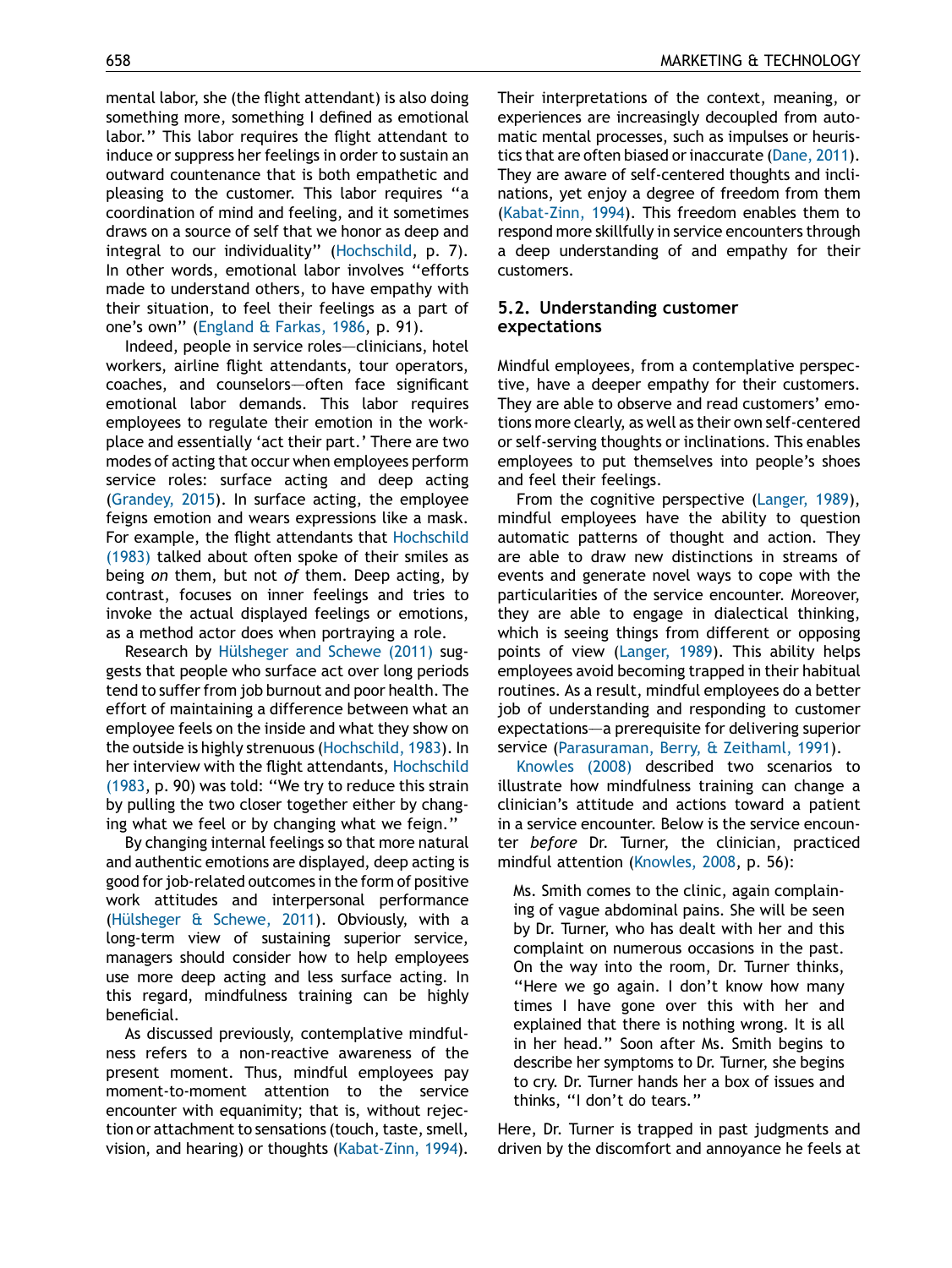mental labor, she (the flight attendant) is also doing something more, something I defined as emotional labor." This labor requires the flight attendant to induce or suppress her feelings in order to sustain an outward countenance that is both empathetic and pleasing to the customer. This labor requires "a coordination of mind and feeling, and it sometimes draws on a source of self that we honor as deep and integral to our individuality" (Hochschild, p. 7). In other words, emotional labor involves "efforts made to understand others, to have empathy with their situation, to feel their feelings as a part of one's own" (England & Farkas, 1986, p. 91).

Indeed, people in service roles—clinicians, hotel workers, airline flight attendants, tour operators, coaches, and counselors—often face significant emotional labor demands. This labor requires employees to regulate their emotion in the workplace and essentially 'act their part.' There are two modes of acting that occur when employees perform service roles: surface acting and deep acting (Grandey, 2015). In surface acting, the employee feigns emotion and wears expressions like a mask. For example, the flight attendants that Hochschild (1983) talked about often spoke of their smiles as being *on* them, but not *of* them. Deep acting, by contrast, focuses on inner feelings and tries to invoke the actual displayed feelings or emotions, as a method actor does when portraying a role.

Research by Hülsheger and Schewe (2011) suggests that people who surface act over long periods tend to suffer from job burnout and poor health. The effort of maintaining a difference between what an employee feels on the inside and what they show on the outside is highly strenuous (Hochschild, 1983). In her interview with the flight attendants, Hochschild (1983, p. 90) was told: "We try to reduce this strain by pulling the two closer together either by changing what we feel or by changing what we feign."

By changing internal feelings so that more natural and authentic emotions are displayed, deep acting is good for job-related outcomes in the form of positive work attitudes and interpersonal performance (Hülsheger & Schewe, 2011). Obviously, with a long-term view of sustaining superior service, managers should consider how to help employees use more deep acting and less surface acting. In this regard, mindfulness training can be highly beneficial.

As discussed previously, contemplative mindfulness refers to a non-reactive awareness of the present moment. Thus, mindful employees pay moment-to-moment attention to the service encounter with equanimity; that is, without rejection or attachment to sensations (touch, taste, smell, vision, and hearing) or thoughts (Kabat-Zinn, 1994). Their interpretations of the context, meaning, or experiences are increasingly decoupled from automatic mental processes, such as impulses or heuristics that are often biased or inaccurate (Dane, 2011). They are aware of self-centered thoughts and inclinations, yet enjoy a degree of freedom from them (Kabat-Zinn, 1994). This freedom enables them to respond more skillfully in service encounters through a deep understanding of and empathy for their customers.

## 5.2. Understanding customer expectations

Mindful employees, from a contemplative perspective, have a deeper empathy for their customers. They are able to observe and read customers' emotions more clearly, as well as their own self-centered or self-serving thoughts or inclinations. This enables employees to put themselves into people's shoes and feel their feelings.

From the cognitive perspective (Langer, 1989), mindful employees have the ability to question automatic patterns of thought and action. They are able to draw new distinctions in streams of events and generate novel ways to cope with the particularities of the service encounter. Moreover, they are able to engage in dialectical thinking, which is seeing things from different or opposing points of view (Langer, 1989). This ability helps employees avoid becoming trapped in their habitual routines. As a result, mindful employees do a better job of understanding and responding to customer expectations—a prerequisite for delivering superior service (Parasuraman, Berry, & Zeithaml, 1991).

Knowles (2008) described two scenarios to illustrate how mindfulness training can change a clinician's attitude and actions toward a patient in a service encounter. Below is the service encounter *before* Dr. Turner, the clinician, practiced mindful attention (Knowles, 2008, p. 56):

> Ms. Smith comes to the clinic, again complaining of vague abdominal pains. She will be seen by Dr. Turner, who has dealt with her and this complaint on numerous occasions in the past. On the way into the room, Dr. Turner thinks, "Here we go again. I don't know how many times I have gone over this with her and explained that there is nothing wrong. It is all in her head." Soon after Ms. Smith begins to describe her symptoms to Dr. Turner, she begins to cry. Dr. Turner hands her a box of issues and thinks, "I don't do tears."

Here, Dr. Turner is trapped in past judgments and driven by the discomfort and annoyance he feels at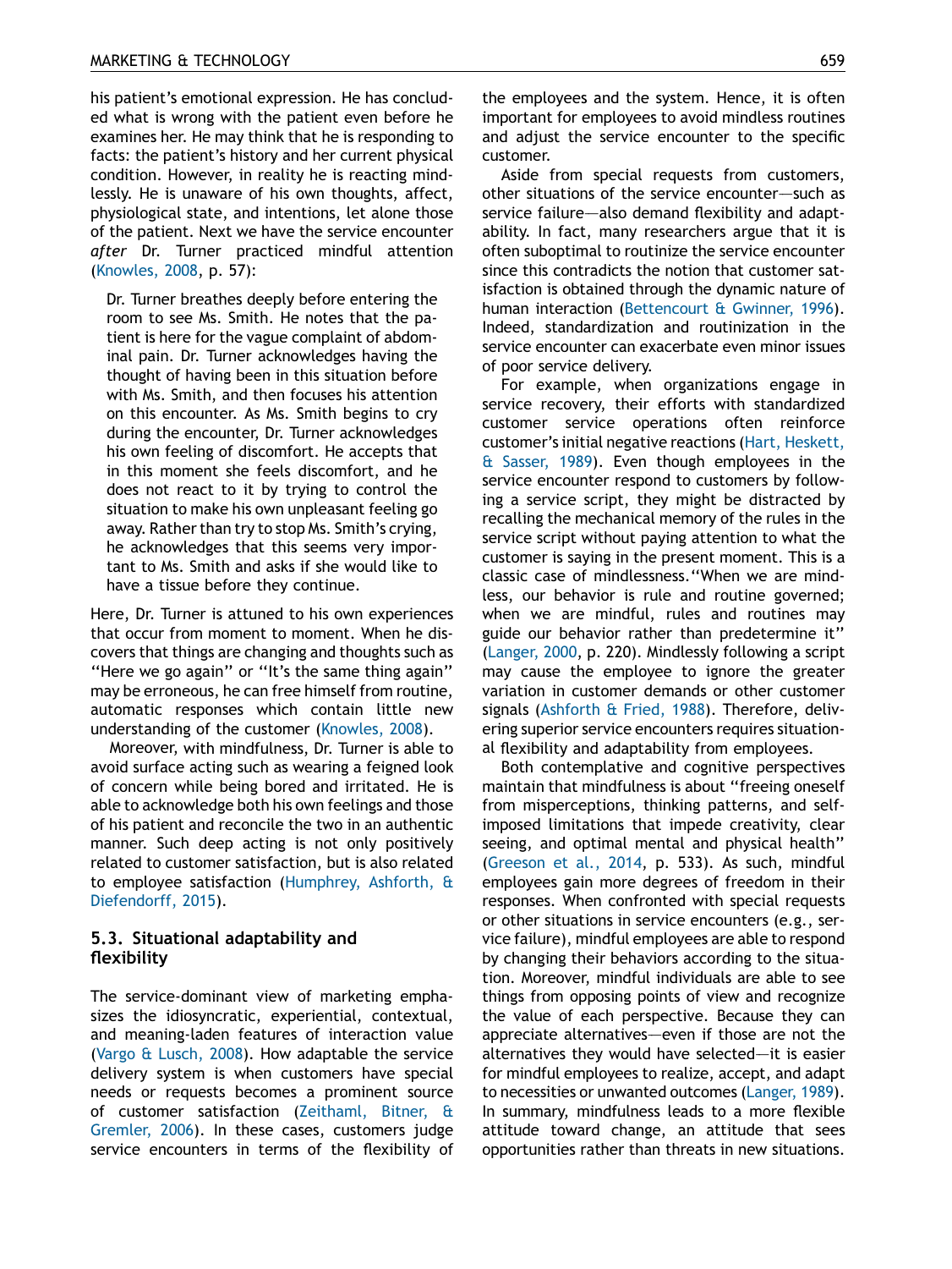his patient's emotional expression. He has concluded what is wrong with the patient even before he examines her. He may think that he is responding to facts: the patient's history and her current physical condition. However, in reality he is reacting mindlessly. He is unaware of his own thoughts, affect, physiological state, and intentions, let alone those of the patient. Next we have the service encounter *after* Dr. Turner practiced mindful attention (Knowles, 2008, p. 57):

> Dr. Turner breathes deeply before entering the room to see Ms. Smith. He notes that the patient is here for the vague complaint of abdominal pain. Dr. Turner acknowledges having the thought of having been in this situation before with Ms. Smith, and then focuses his attention on this encounter. As Ms. Smith begins to cry during the encounter, Dr. Turner acknowledges his own feeling of discomfort. He accepts that in this moment she feels discomfort, and he does not react to it by trying to control the situation to make his own unpleasant feeling go away. Rather than try to stop Ms. Smith's crying, he acknowledges that this seems very important to Ms. Smith and asks if she would like to have a tissue before they continue.

Here, Dr. Turner is attuned to his own experiences that occur from moment to moment. When he discovers that things are changing and thoughts such as "Here we go again" or "It's the same thing again" may be erroneous, he can free himself from routine, automatic responses which contain little new understanding of the customer (Knowles, 2008).

Moreover, with mindfulness, Dr. Turner is able to avoid surface acting such as wearing a feigned look of concern while being bored and irritated. He is able to acknowledge both his own feelings and those of his patient and reconcile the two in an authentic manner. Such deep acting is not only positively related to customer satisfaction, but is also related to employee satisfaction (Humphrey, Ashforth, & Diefendorff, 2015).

### 5.3. Situational adaptability and flexibility

The service-dominant view of marketing emphasizes the idiosyncratic, experiential, contextual, and meaning-laden features of interaction value (Vargo & Lusch, 2008). How adaptable the service delivery system is when customers have special needs or requests becomes a prominent source of customer satisfaction (Zeithaml, Bitner, & Gremler, 2006). In these cases, customers judge service encounters in terms of the flexibility of the employees and the system. Hence, it is often important for employees to avoid mindless routines and adjust the service encounter to the specific customer.

Aside from special requests from customers, other situations of the service encounter—such as service failure—also demand flexibility and adaptability. In fact, many researchers argue that it is often suboptimal to routinize the service encounter since this contradicts the notion that customer satisfaction is obtained through the dynamic nature of human interaction (Bettencourt & Gwinner, 1996). Indeed, standardization and routinization in the service encounter can exacerbate even minor issues of poor service delivery.

For example, when organizations engage in service recovery, their efforts with standardized customer service operations often reinforce customer's initial negative reactions (Hart, Heskett, & Sasser, 1989). Even though employees in the service encounter respond to customers by following a service script, they might be distracted by recalling the mechanical memory of the rules in the service script without paying attention to what the customer is saying in the present moment. This is a classic case of mindlessness. "When we are mindless, our behavior is rule and routine governed; when we are mindful, rules and routines may guide our behavior rather than predetermine it" (Langer, 2000, p. 220). Mindlessly following a script may cause the employee to ignore the greater variation in customer demands or other customer signals (Ashforth & Fried, 1988). Therefore, delivering superior service encounters requires situational flexibility and adaptability from employees.

Both contemplative and cognitive perspectives maintain that mindfulness is about "freeing oneself from misperceptions, thinking patterns, and self-imposed limitations that impede creativity, clear seeing, and optimal mental and physical health" (Greeson et al., 2014, p. 533). As such, mindful employees gain more degrees of freedom in their responses. When confronted with special requests or other situations in service encounters (e.g., service failure), mindful employees are able to respond by changing their behaviors according to the situation. Moreover, mindful individuals are able to see things from opposing points of view and recognize the value of each perspective. Because they can appreciate alternatives—even if those are not the alternatives they would have selected—it is easier for mindful employees to realize, accept, and adapt to necessities or unwanted outcomes (Langer, 1989). In summary, mindfulness leads to a more flexible attitude toward change, an attitude that sees opportunities rather than threats in new situations.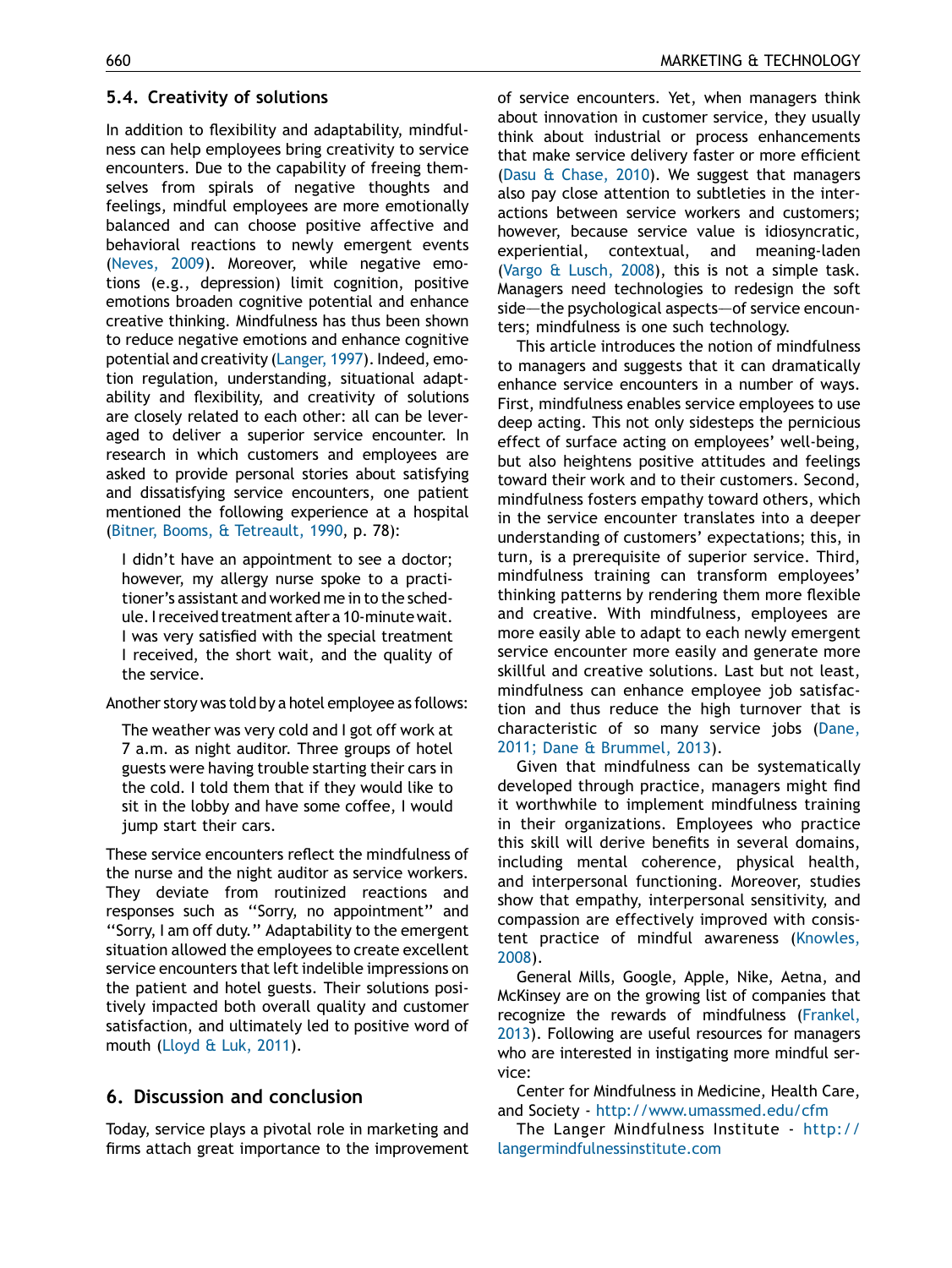## 5.4. Creativity of solutions

In addition to flexibility and adaptability, mindfulness can help employees bring creativity to service encounters. Due to the capability of freeing themselves from spirals of negative thoughts and feelings, mindful employees are more emotionally balanced and can choose positive affective and behavioral reactions to newly emergent events (Neves, 2009). Moreover, while negative emotions (e.g., depression) limit cognition, positive emotions broaden cognitive potential and enhance creative thinking. Mindfulness has thus been shown to reduce negative emotions and enhance cognitive potential and creativity (Langer, 1997). Indeed, emotion regulation, understanding, situational adaptability and flexibility, and creativity of solutions are closely related to each other: all can be leveraged to deliver a superior service encounter. In research in which customers and employees are asked to provide personal stories about satisfying and dissatisfying service encounters, one patient mentioned the following experience at a hospital (Bitner, Booms, & Tetreault, 1990, p. 78):

> I didn't have an appointment to see a doctor; however, my allergy nurse spoke to a practitioner's assistant and worked me in to the schedule. I received treatment after a 10-minute wait. I was very satisfied with the special treatment I received, the short wait, and the quality of the service.

Another story was told by a hotel employee as follows:

> The weather was very cold and I got off work at 7 a.m. as night auditor. Three groups of hotel guests were having trouble starting their cars in the cold. I told them that if they would like to sit in the lobby and have some coffee, I would jump start their cars.

These service encounters reflect the mindfulness of the nurse and the night auditor as service workers. They deviate from routinized reactions and responses such as "Sorry, no appointment" and "Sorry, I am off duty." Adaptability to the emergent situation allowed the employees to create excellent service encounters that left indelible impressions on the patient and hotel guests. Their solutions positively impacted both overall quality and customer satisfaction, and ultimately led to positive word of mouth (Lloyd & Luk, 2011).

# 6. Discussion and conclusion

Today, service plays a pivotal role in marketing and firms attach great importance to the improvement of service encounters. Yet, when managers think about innovation in customer service, they usually think about industrial or process enhancements that make service delivery faster or more efficient (Dasu & Chase, 2010). We suggest that managers also pay close attention to subtleties in the interactions between service workers and customers; however, because service value is idiosyncratic, experiential, contextual, and meaning-laden (Vargo & Lusch, 2008), this is not a simple task. Managers need technologies to redesign the soft side—the psychological aspects—of service encounters; mindfulness is one such technology.

This article introduces the notion of mindfulness to managers and suggests that it can dramatically enhance service encounters in a number of ways. First, mindfulness enables service employees to use deep acting. This not only sidesteps the pernicious effect of surface acting on employees' well-being, but also heightens positive attitudes and feelings toward their work and to their customers. Second, mindfulness fosters empathy toward others, which in the service encounter translates into a deeper understanding of customers' expectations; this, in turn, is a prerequisite of superior service. Third, mindfulness training can transform employees' thinking patterns by rendering them more flexible and creative. With mindfulness, employees are more easily able to adapt to each newly emergent service encounter more easily and generate more skillful and creative solutions. Last but not least, mindfulness can enhance employee job satisfaction and thus reduce the high turnover that is characteristic of so many service jobs (Dane, 2011; Dane & Brummel, 2013).

Given that mindfulness can be systematically developed through practice, managers might find it worthwhile to implement mindfulness training in their organizations. Employees who practice this skill will derive benefits in several domains, including mental coherence, physical health, and interpersonal functioning. Moreover, studies show that empathy, interpersonal sensitivity, and compassion are effectively improved with consistent practice of mindful awareness (Knowles, 2008).

General Mills, Google, Apple, Nike, Aetna, and McKinsey are on the growing list of companies that recognize the rewards of mindfulness (Frankel, 2013). Following are useful resources for managers who are interested in instigating more mindful service:

Center for Mindfulness in Medicine, Health Care, and Society - http://www.umassmed.edu/cfm

The Langer Mindfulness Institute - http://langermindfulnessinstitute.com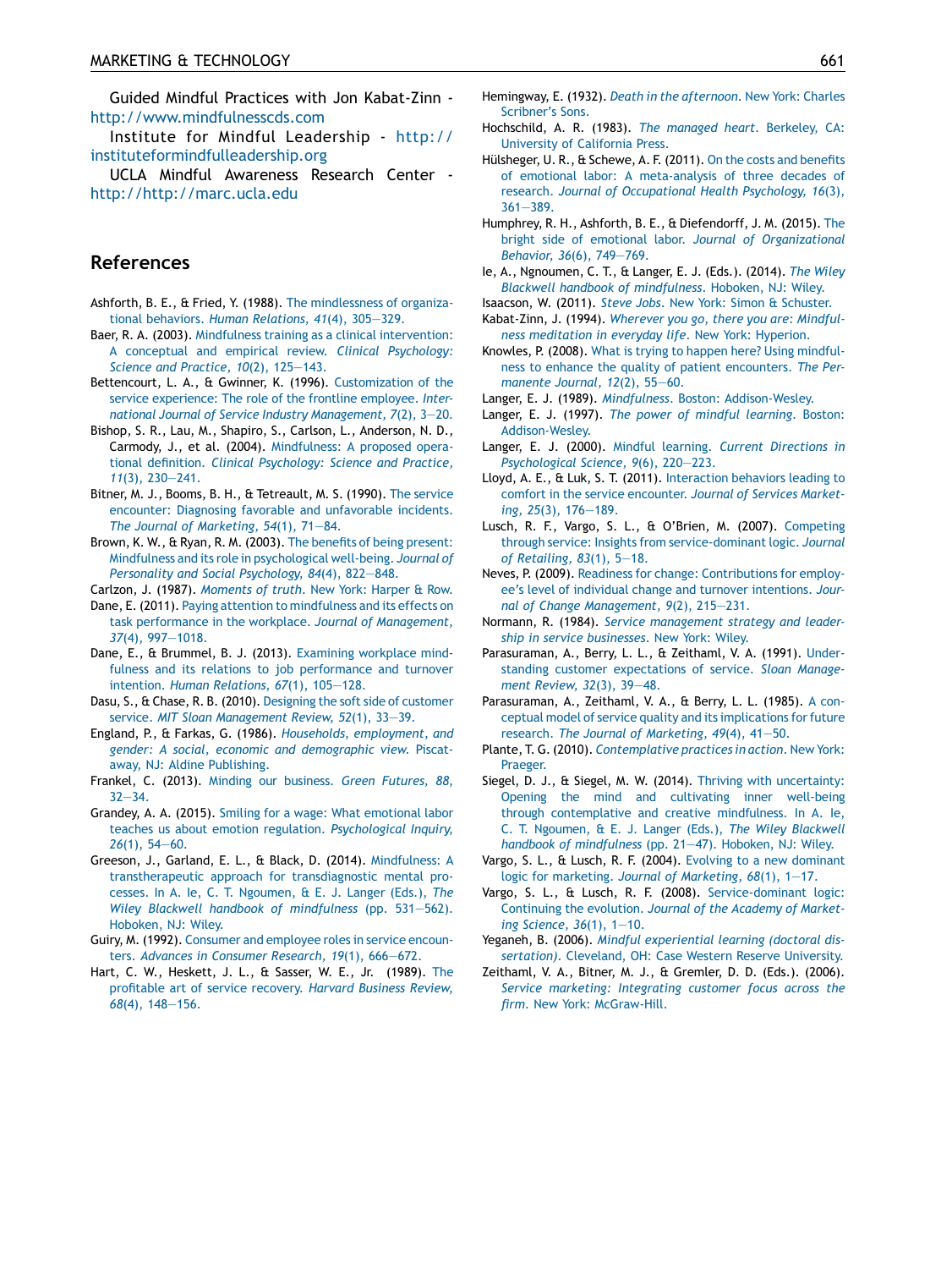Guided Mindful Practices with Jon Kabat-Zinn - http://www.mindfulnesscds.com

Institute for Mindful Leadership - http://instituteformindfulleadership.org

UCLA Mindful Awareness Research Center - http://http://marc.ucla.edu

## References

Ashforth, B. E., & Fried, Y. (1988). The mindlessness of organizational behaviors. *Human Relations, 41*(4), 305–329.

Baer, R. A. (2003). Mindfulness training as a clinical intervention: A conceptual and empirical review. *Clinical Psychology: Science and Practice, 10*(2), 125–143.

Bettencourt, L. A., & Gwinner, K. (1996). Customization of the service experience: The role of the frontline employee. *International Journal of Service Industry Management, 7*(2), 3–20.

Bishop, S. R., Lau, M., Shapiro, S., Carlson, L., Anderson, N. D., Carmody, J., et al. (2004). Mindfulness: A proposed operational definition. *Clinical Psychology: Science and Practice, 11*(3), 230–241.

Bitner, M. J., Booms, B. H., & Tetreault, M. S. (1990). The service encounter: Diagnosing favorable and unfavorable incidents. *The Journal of Marketing, 54*(1), 71–84.

Brown, K. W., & Ryan, R. M. (2003). The benefits of being present: Mindfulness and its role in psychological well-being. *Journal of Personality and Social Psychology, 84*(4), 822–848.

Carlzon, J. (1987). *Moments of truth*. New York: Harper & Row.

Dane, E. (2011). Paying attention to mindfulness and its effects on task performance in the workplace. *Journal of Management, 37*(4), 997–1018.

Dane, E., & Brummel, B. J. (2013). Examining workplace mindfulness and its relations to job performance and turnover intention. *Human Relations, 67*(1), 105–128.

Dasu, S., & Chase, R. B. (2010). Designing the soft side of customer service. *MIT Sloan Management Review, 52*(1), 33–39.

England, P., & Farkas, G. (1986). *Households, employment, and gender: A social, economic and demographic view*. Piscataway, NJ: Aldine Publishing.

Frankel, C. (2013). Minding our business. *Green Futures, 88*, 32–34.

Grandey, A. A. (2015). Smiling for a wage: What emotional labor teaches us about emotion regulation. *Psychological Inquiry, 26*(1), 54–60.

Greeson, J., Garland, E. L., & Black, D. (2014). Mindfulness: A transtherapeutic approach for transdiagnostic mental processes. In A. Ie, C. T. Ngoumen, & E. J. Langer (Eds.), *The Wiley Blackwell handbook of mindfulness* (pp. 531–562). Hoboken, NJ: Wiley.

Guiry, M. (1992). Consumer and employee roles in service encounters. *Advances in Consumer Research, 19*(1), 666–672.

Hart, C. W., Heskett, J. L., & Sasser, W. E., Jr. (1989). The profitable art of service recovery. *Harvard Business Review, 68*(4), 148–156.

Hemingway, E. (1932). *Death in the afternoon*. New York: Charles Scribner's Sons.

Hochschild, A. R. (1983). *The managed heart*. Berkeley, CA: University of California Press.

Hülsheger, U. R., & Schewe, A. F. (2011). On the costs and benefits of emotional labor: A meta-analysis of three decades of research. *Journal of Occupational Health Psychology, 16*(3), 361–389.

Humphrey, R. H., Ashforth, B. E., & Diefendorff, J. M. (2015). The bright side of emotional labor. *Journal of Organizational Behavior, 36*(6), 749–769.

Ie, A., Ngnoumen, C. T., & Langer, E. J. (Eds.). (2014). *The Wiley Blackwell handbook of mindfulness*. Hoboken, NJ: Wiley.

Isaacson, W. (2011). *Steve Jobs*. New York: Simon & Schuster.

Kabat-Zinn, J. (1994). *Wherever you go, there you are: Mindfulness meditation in everyday life*. New York: Hyperion.

Knowles, P. (2008). What is trying to happen here? Using mindfulness to enhance the quality of patient encounters. *The Permanente Journal, 12*(2), 55–60.

Langer, E. J. (1989). *Mindfulness*. Boston: Addison-Wesley.

Langer, E. J. (1997). *The power of mindful learning*. Boston: Addison-Wesley.

Langer, E. J. (2000). Mindful learning. *Current Directions in Psychological Science, 9*(6), 220–223.

Lloyd, A. E., & Luk, S. T. (2011). Interaction behaviors leading to comfort in the service encounter. *Journal of Services Marketing, 25*(3), 176–189.

Lusch, R. F., Vargo, S. L., & O'Brien, M. (2007). Competing through service: Insights from service-dominant logic. *Journal of Retailing, 83*(1), 5–18.

Neves, P. (2009). Readiness for change: Contributions for employee's level of individual change and turnover intentions. *Journal of Change Management, 9*(2), 215–231.

Normann, R. (1984). *Service management strategy and leadership in service businesses*. New York: Wiley.

Parasuraman, A., Berry, L. L., & Zeithaml, V. A. (1991). Understanding customer expectations of service. *Sloan Management Review, 32*(3), 39–48.

Parasuraman, A., Zeithaml, V. A., & Berry, L. L. (1985). A conceptual model of service quality and its implications for future research. *The Journal of Marketing, 49*(4), 41–50.

Plante, T. G. (2010). *Contemplative practices in action*. New York: Praeger.

Siegel, D. J., & Siegel, M. W. (2014). Thriving with uncertainty: Opening the mind and cultivating inner well-being through contemplative and creative mindfulness. In A. Ie, C. T. Ngoumen, & E. J. Langer (Eds.), *The Wiley Blackwell handbook of mindfulness* (pp. 21–47). Hoboken, NJ: Wiley.

Vargo, S. L., & Lusch, R. F. (2004). Evolving to a new dominant logic for marketing. *Journal of Marketing, 68*(1), 1–17.

Vargo, S. L., & Lusch, R. F. (2008). Service-dominant logic: Continuing the evolution. *Journal of the Academy of Marketing Science, 36*(1), 1–10.

Yeganeh, B. (2006). *Mindful experiential learning (doctoral dissertation)*. Cleveland, OH: Case Western Reserve University.

Zeithaml, V. A., Bitner, M. J., & Gremler, D. D. (Eds.). (2006). *Service marketing: Integrating customer focus across the firm*. New York: McGraw-Hill.